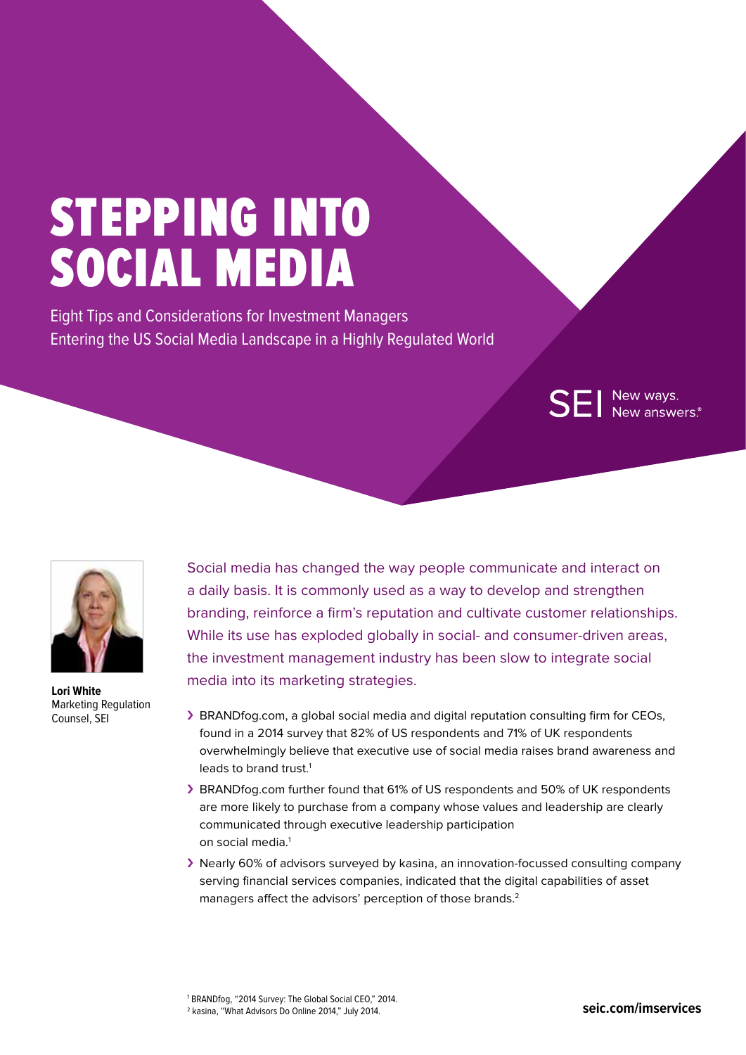# STEPPING INTO SOCIAL MEDIA

Eight Tips and Considerations for Investment Managers Entering the US Social Media Landscape in a Highly Regulated World

SEI New ways. New answers.®

**Lori White**
Marketing Regulation Counsel, SEI

Social media has changed the way people communicate and interact on a daily basis. It is commonly used as a way to develop and strengthen branding, reinforce a firm's reputation and cultivate customer relationships. While its use has exploded globally in social- and consumer-driven areas, the investment management industry has been slow to integrate social media into its marketing strategies.

- BRANDfog.com, a global social media and digital reputation consulting firm for CEOs, found in a 2014 survey that 82% of US respondents and 71% of UK respondents overwhelmingly believe that executive use of social media raises brand awareness and leads to brand trust.[1]
- BRANDfog.com further found that 61% of US respondents and 50% of UK respondents are more likely to purchase from a company whose values and leadership are clearly communicated through executive leadership participation on social media.[1]
- Nearly 60% of advisors surveyed by kasina, an innovation-focussed consulting company serving financial services companies, indicated that the digital capabilities of asset managers affect the advisors' perception of those brands.[2]

[1] BRANDfog, "2014 Survey: The Global Social CEO," 2014.
[2] kasina, "What Advisors Do Online 2014," July 2014.

seic.com/imservices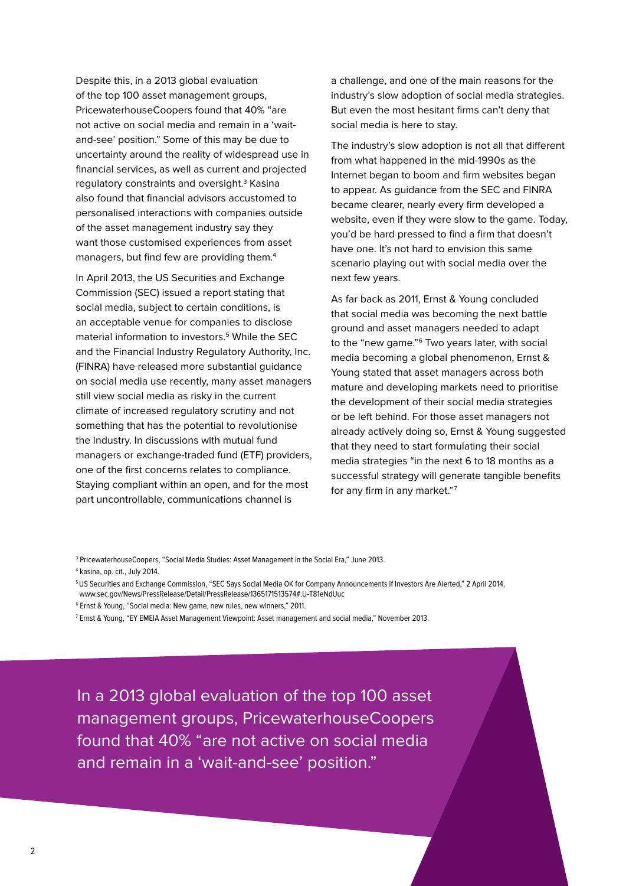Despite this, in a 2013 global evaluation of the top 100 asset management groups, PricewaterhouseCoopers found that 40% "are not active on social media and remain in a 'wait-and-see' position." Some of this may be due to uncertainty around the reality of widespread use in financial services, as well as current and projected regulatory constraints and oversight.[3] Kasina also found that financial advisors accustomed to personalised interactions with companies outside of the asset management industry say they want those customised experiences from asset managers, but find few are providing them.[4]

In April 2013, the US Securities and Exchange Commission (SEC) issued a report stating that social media, subject to certain conditions, is an acceptable venue for companies to disclose material information to investors.[5] While the SEC and the Financial Industry Regulatory Authority, Inc. (FINRA) have released more substantial guidance on social media use recently, many asset managers still view social media as risky in the current climate of increased regulatory scrutiny and not something that has the potential to revolutionise the industry. In discussions with mutual fund managers or exchange-traded fund (ETF) providers, one of the first concerns relates to compliance. Staying compliant within an open, and for the most part uncontrollable, communications channel is a challenge, and one of the main reasons for the industry's slow adoption of social media strategies. But even the most hesitant firms can't deny that social media is here to stay.

The industry's slow adoption is not all that different from what happened in the mid-1990s as the Internet began to boom and firm websites began to appear. As guidance from the SEC and FINRA became clearer, nearly every firm developed a website, even if they were slow to the game. Today, you'd be hard pressed to find a firm that doesn't have one. It's not hard to envision this same scenario playing out with social media over the next few years.

As far back as 2011, Ernst & Young concluded that social media was becoming the next battle ground and asset managers needed to adapt to the "new game."[6] Two years later, with social media becoming a global phenomenon, Ernst & Young stated that asset managers across both mature and developing markets need to prioritise the development of their social media strategies or be left behind. For those asset managers not already actively doing so, Ernst & Young suggested that they need to start formulating their social media strategies "in the next 6 to 18 months as a successful strategy will generate tangible benefits for any firm in any market."[7]

[3] PricewaterhouseCoopers, "Social Media Studies: Asset Management in the Social Era," June 2013.

[4] kasina, op. cit., July 2014.

[5] US Securities and Exchange Commission, "SEC Says Social Media OK for Company Announcements if Investors Are Alerted," 2 April 2014, www.sec.gov/News/PressRelease/Detail/PressRelease/1365171513574#.U-T81eNdUuc

[6] Ernst & Young, "Social media: New game, new rules, new winners," 2011.

[7] Ernst & Young, "EY EMEIA Asset Management Viewpoint: Asset management and social media," November 2013.

> In a 2013 global evaluation of the top 100 asset management groups, PricewaterhouseCoopers found that 40% "are not active on social media and remain in a 'wait-and-see' position."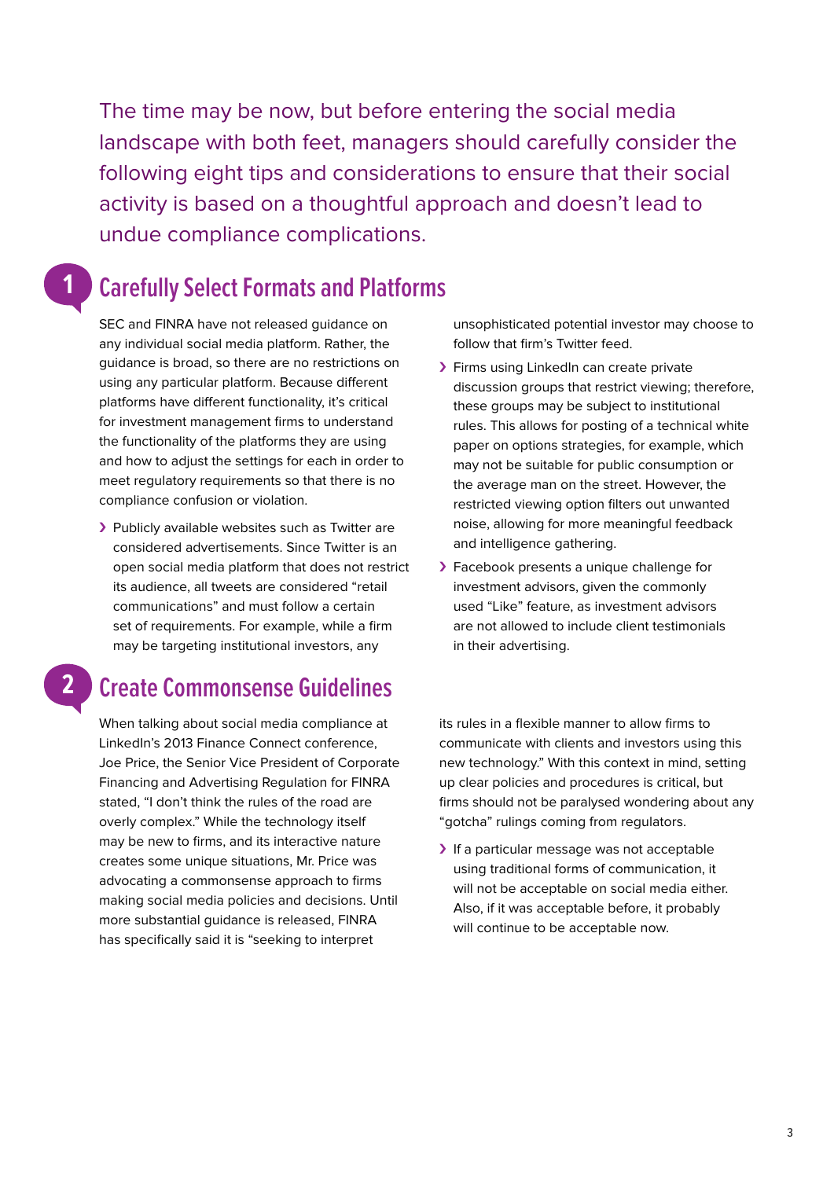The time may be now, but before entering the social media landscape with both feet, managers should carefully consider the following eight tips and considerations to ensure that their social activity is based on a thoughtful approach and doesn't lead to undue compliance complications.

## 1 Carefully Select Formats and Platforms

SEC and FINRA have not released guidance on any individual social media platform. Rather, the guidance is broad, so there are no restrictions on using any particular platform. Because different platforms have different functionality, it's critical for investment management firms to understand the functionality of the platforms they are using and how to adjust the settings for each in order to meet regulatory requirements so that there is no compliance confusion or violation.

- Publicly available websites such as Twitter are considered advertisements. Since Twitter is an open social media platform that does not restrict its audience, all tweets are considered "retail communications" and must follow a certain set of requirements. For example, while a firm may be targeting institutional investors, any unsophisticated potential investor may choose to follow that firm's Twitter feed.
- Firms using LinkedIn can create private discussion groups that restrict viewing; therefore, these groups may be subject to institutional rules. This allows for posting of a technical white paper on options strategies, for example, which may not be suitable for public consumption or the average man on the street. However, the restricted viewing option filters out unwanted noise, allowing for more meaningful feedback and intelligence gathering.
- Facebook presents a unique challenge for investment advisors, given the commonly used "Like" feature, as investment advisors are not allowed to include client testimonials in their advertising.

## 2 Create Commonsense Guidelines

When talking about social media compliance at LinkedIn's 2013 Finance Connect conference, Joe Price, the Senior Vice President of Corporate Financing and Advertising Regulation for FINRA stated, "I don't think the rules of the road are overly complex." While the technology itself may be new to firms, and its interactive nature creates some unique situations, Mr. Price was advocating a commonsense approach to firms making social media policies and decisions. Until more substantial guidance is released, FINRA has specifically said it is "seeking to interpret its rules in a flexible manner to allow firms to communicate with clients and investors using this new technology." With this context in mind, setting up clear policies and procedures is critical, but firms should not be paralysed wondering about any "gotcha" rulings coming from regulators.

- If a particular message was not acceptable using traditional forms of communication, it will not be acceptable on social media either. Also, if it was acceptable before, it probably will continue to be acceptable now.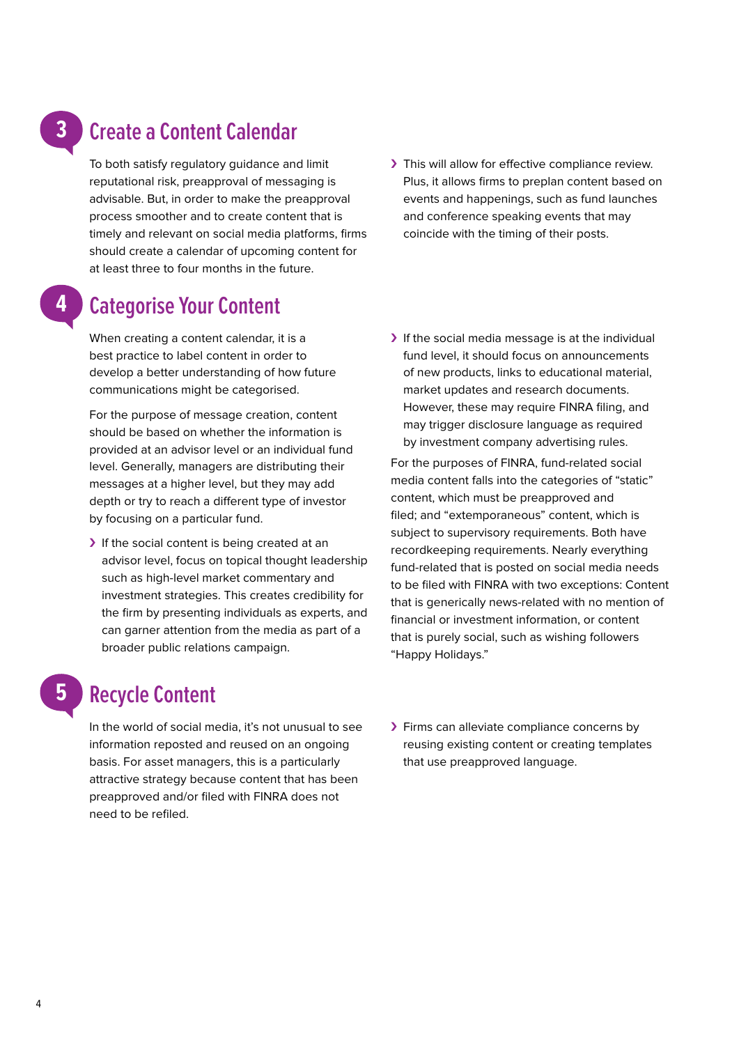## 3 Create a Content Calendar

To both satisfy regulatory guidance and limit reputational risk, preapproval of messaging is advisable. But, in order to make the preapproval process smoother and to create content that is timely and relevant on social media platforms, firms should create a calendar of upcoming content for at least three to four months in the future.

- This will allow for effective compliance review. Plus, it allows firms to preplan content based on events and happenings, such as fund launches and conference speaking events that may coincide with the timing of their posts.

## 4 Categorise Your Content

When creating a content calendar, it is a best practice to label content in order to develop a better understanding of how future communications might be categorised.

For the purpose of message creation, content should be based on whether the information is provided at an advisor level or an individual fund level. Generally, managers are distributing their messages at a higher level, but they may add depth or try to reach a different type of investor by focusing on a particular fund.

- If the social content is being created at an advisor level, focus on topical thought leadership such as high-level market commentary and investment strategies. This creates credibility for the firm by presenting individuals as experts, and can garner attention from the media as part of a broader public relations campaign.
- If the social media message is at the individual fund level, it should focus on announcements of new products, links to educational material, market updates and research documents. However, these may require FINRA filing, and may trigger disclosure language as required by investment company advertising rules.

For the purposes of FINRA, fund-related social media content falls into the categories of "static" content, which must be preapproved and filed; and "extemporaneous" content, which is subject to supervisory requirements. Both have recordkeeping requirements. Nearly everything fund-related that is posted on social media needs to be filed with FINRA with two exceptions: Content that is generically news-related with no mention of financial or investment information, or content that is purely social, such as wishing followers "Happy Holidays."

## 5 Recycle Content

In the world of social media, it's not unusual to see information reposted and reused on an ongoing basis. For asset managers, this is a particularly attractive strategy because content that has been preapproved and/or filed with FINRA does not need to be refiled.

- Firms can alleviate compliance concerns by reusing existing content or creating templates that use preapproved language.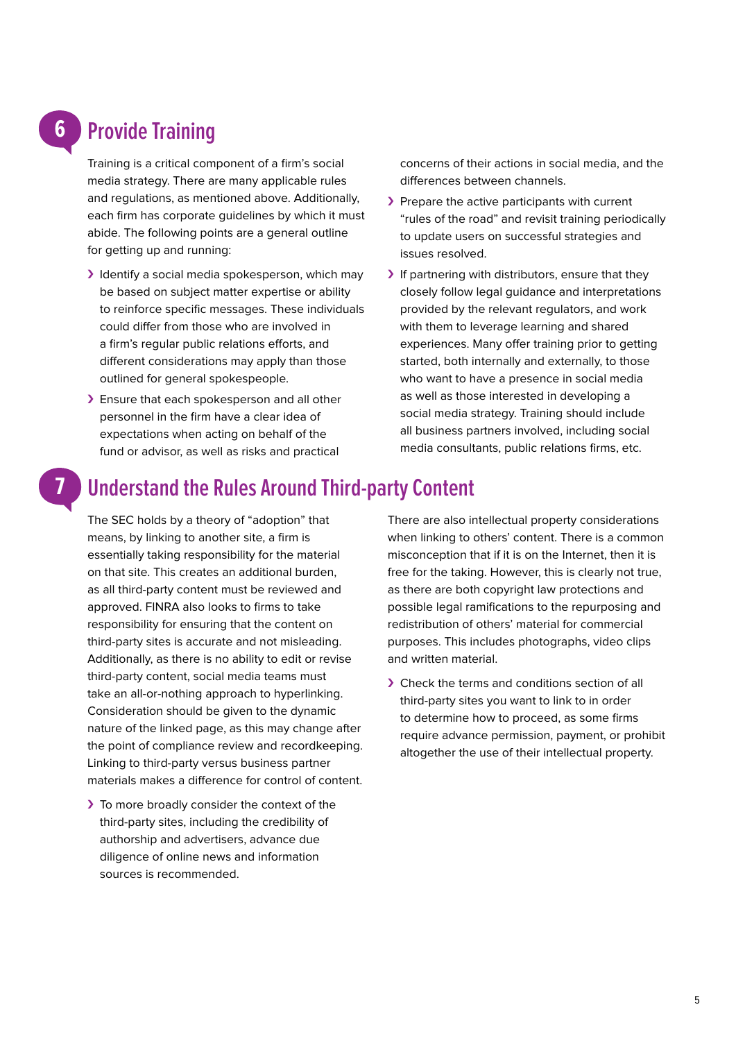## 6 Provide Training

Training is a critical component of a firm's social media strategy. There are many applicable rules and regulations, as mentioned above. Additionally, each firm has corporate guidelines by which it must abide. The following points are a general outline for getting up and running:

- Identify a social media spokesperson, which may be based on subject matter expertise or ability to reinforce specific messages. These individuals could differ from those who are involved in a firm's regular public relations efforts, and different considerations may apply than those outlined for general spokespeople.
- Ensure that each spokesperson and all other personnel in the firm have a clear idea of expectations when acting on behalf of the fund or advisor, as well as risks and practical concerns of their actions in social media, and the differences between channels.
- Prepare the active participants with current "rules of the road" and revisit training periodically to update users on successful strategies and issues resolved.
- If partnering with distributors, ensure that they closely follow legal guidance and interpretations provided by the relevant regulators, and work with them to leverage learning and shared experiences. Many offer training prior to getting started, both internally and externally, to those who want to have a presence in social media as well as those interested in developing a social media strategy. Training should include all business partners involved, including social media consultants, public relations firms, etc.

## 7 Understand the Rules Around Third-party Content

The SEC holds by a theory of "adoption" that means, by linking to another site, a firm is essentially taking responsibility for the material on that site. This creates an additional burden, as all third-party content must be reviewed and approved. FINRA also looks to firms to take responsibility for ensuring that the content on third-party sites is accurate and not misleading. Additionally, as there is no ability to edit or revise third-party content, social media teams must take an all-or-nothing approach to hyperlinking. Consideration should be given to the dynamic nature of the linked page, as this may change after the point of compliance review and recordkeeping. Linking to third-party versus business partner materials makes a difference for control of content.

- To more broadly consider the context of the third-party sites, including the credibility of authorship and advertisers, advance due diligence of online news and information sources is recommended.

There are also intellectual property considerations when linking to others' content. There is a common misconception that if it is on the Internet, then it is free for the taking. However, this is clearly not true, as there are both copyright law protections and possible legal ramifications to the repurposing and redistribution of others' material for commercial purposes. This includes photographs, video clips and written material.

- Check the terms and conditions section of all third-party sites you want to link to in order to determine how to proceed, as some firms require advance permission, payment, or prohibit altogether the use of their intellectual property.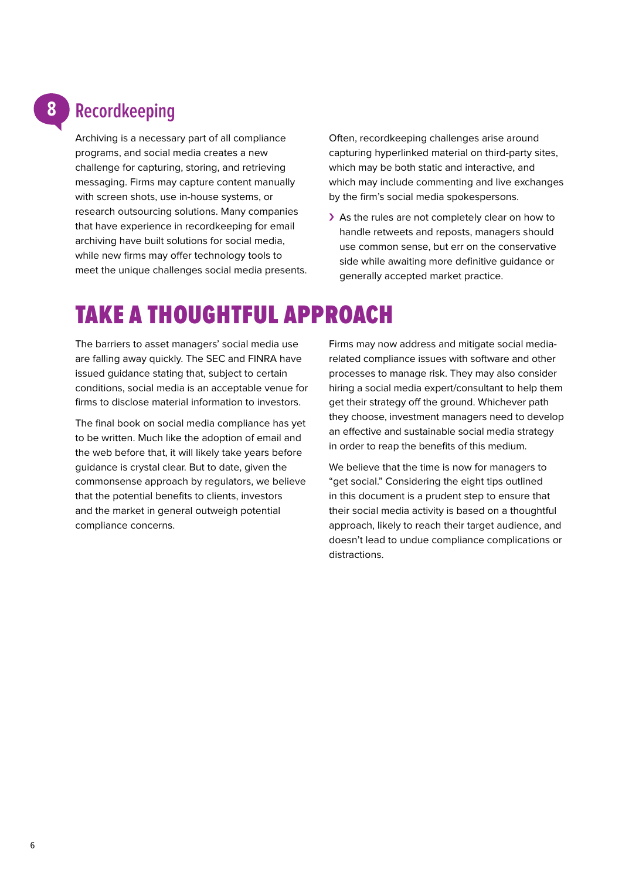## 8 Recordkeeping

Archiving is a necessary part of all compliance programs, and social media creates a new challenge for capturing, storing, and retrieving messaging. Firms may capture content manually with screen shots, use in-house systems, or research outsourcing solutions. Many companies that have experience in recordkeeping for email archiving have built solutions for social media, while new firms may offer technology tools to meet the unique challenges social media presents.

Often, recordkeeping challenges arise around capturing hyperlinked material on third-party sites, which may be both static and interactive, and which may include commenting and live exchanges by the firm's social media spokespersons.

- As the rules are not completely clear on how to handle retweets and reposts, managers should use common sense, but err on the conservative side while awaiting more definitive guidance or generally accepted market practice.

# TAKE A THOUGHTFUL APPROACH

The barriers to asset managers' social media use are falling away quickly. The SEC and FINRA have issued guidance stating that, subject to certain conditions, social media is an acceptable venue for firms to disclose material information to investors.

The final book on social media compliance has yet to be written. Much like the adoption of email and the web before that, it will likely take years before guidance is crystal clear. But to date, given the commonsense approach by regulators, we believe that the potential benefits to clients, investors and the market in general outweigh potential compliance concerns.

Firms may now address and mitigate social media-related compliance issues with software and other processes to manage risk. They may also consider hiring a social media expert/consultant to help them get their strategy off the ground. Whichever path they choose, investment managers need to develop an effective and sustainable social media strategy in order to reap the benefits of this medium.

We believe that the time is now for managers to "get social." Considering the eight tips outlined in this document is a prudent step to ensure that their social media activity is based on a thoughtful approach, likely to reach their target audience, and doesn't lead to undue compliance complications or distractions.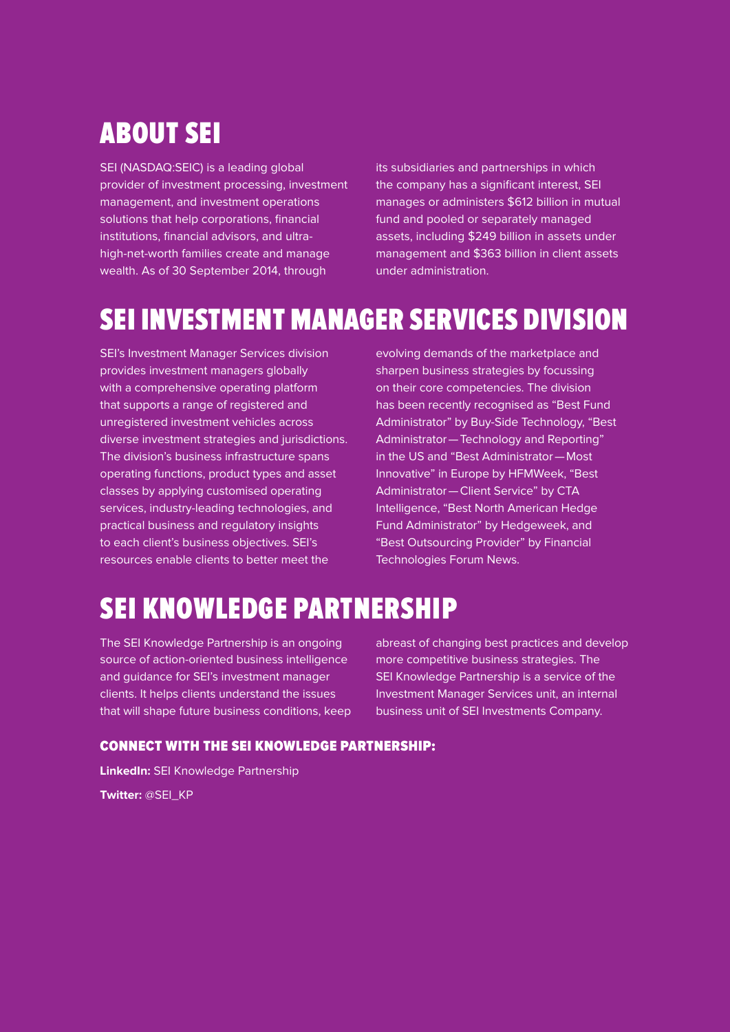## ABOUT SEI

SEI (NASDAQ:SEIC) is a leading global provider of investment processing, investment management, and investment operations solutions that help corporations, financial institutions, financial advisors, and ultra-high-net-worth families create and manage wealth. As of 30 September 2014, through its subsidiaries and partnerships in which the company has a significant interest, SEI manages or administers $612 billion in mutual fund and pooled or separately managed assets, including $249 billion in assets under management and $363 billion in client assets under administration.

## SEI INVESTMENT MANAGER SERVICES DIVISION

SEI's Investment Manager Services division provides investment managers globally with a comprehensive operating platform that supports a range of registered and unregistered investment vehicles across diverse investment strategies and jurisdictions. The division's business infrastructure spans operating functions, product types and asset classes by applying customised operating services, industry-leading technologies, and practical business and regulatory insights to each client's business objectives. SEI's resources enable clients to better meet the evolving demands of the marketplace and sharpen business strategies by focussing on their core competencies. The division has been recently recognised as "Best Fund Administrator" by Buy-Side Technology, "Best Administrator — Technology and Reporting" in the US and "Best Administrator — Most Innovative" in Europe by HFMWeek, "Best Administrator — Client Service" by CTA Intelligence, "Best North American Hedge Fund Administrator" by Hedgeweek, and "Best Outsourcing Provider" by Financial Technologies Forum News.

## SEI KNOWLEDGE PARTNERSHIP

The SEI Knowledge Partnership is an ongoing source of action-oriented business intelligence and guidance for SEI's investment manager clients. It helps clients understand the issues that will shape future business conditions, keep abreast of changing best practices and develop more competitive business strategies. The SEI Knowledge Partnership is a service of the Investment Manager Services unit, an internal business unit of SEI Investments Company.

#### CONNECT WITH THE SEI KNOWLEDGE PARTNERSHIP:

**LinkedIn:** SEI Knowledge Partnership

**Twitter:** @SEI_KP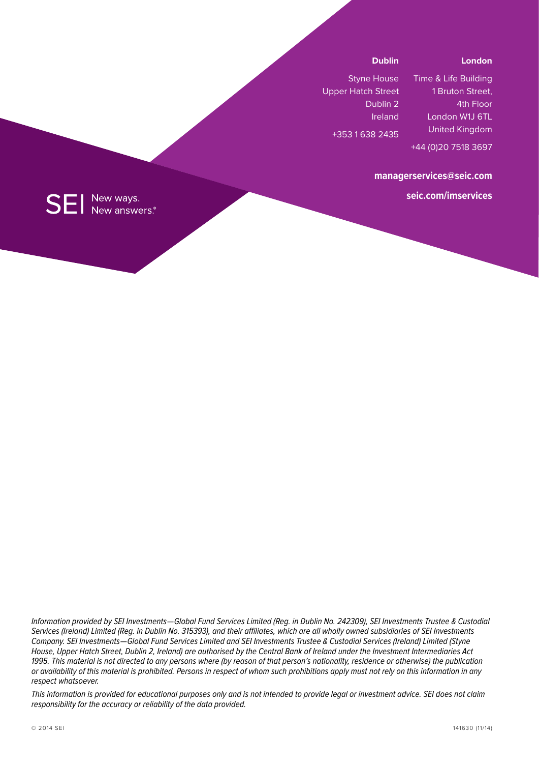**Dublin**

Styne House
Upper Hatch Street
Dublin 2
Ireland

+353 1 638 2435

**London**

Time & Life Building
1 Bruton Street,
4th Floor
London W1J 6TL
United Kingdom

+44 (0)20 7518 3697

**managerservices@seic.com**

**seic.com/imservices**

SEI New ways. New answers.®

*Information provided by SEI Investments—Global Fund Services Limited (Reg. in Dublin No. 242309), SEI Investments Trustee & Custodial Services (Ireland) Limited (Reg. in Dublin No. 315393), and their affiliates, which are all wholly owned subsidiaries of SEI Investments Company. SEI Investments—Global Fund Services Limited and SEI Investments Trustee & Custodial Services (Ireland) Limited (Styne House, Upper Hatch Street, Dublin 2, Ireland) are authorised by the Central Bank of Ireland under the Investment Intermediaries Act 1995. This material is not directed to any persons where (by reason of that person's nationality, residence or otherwise) the publication or availability of this material is prohibited. Persons in respect of whom such prohibitions apply must not rely on this information in any respect whatsoever.*

*This information is provided for educational purposes only and is not intended to provide legal or investment advice. SEI does not claim responsibility for the accuracy or reliability of the data provided.*

© 2014 SEI

141630 (11/14)